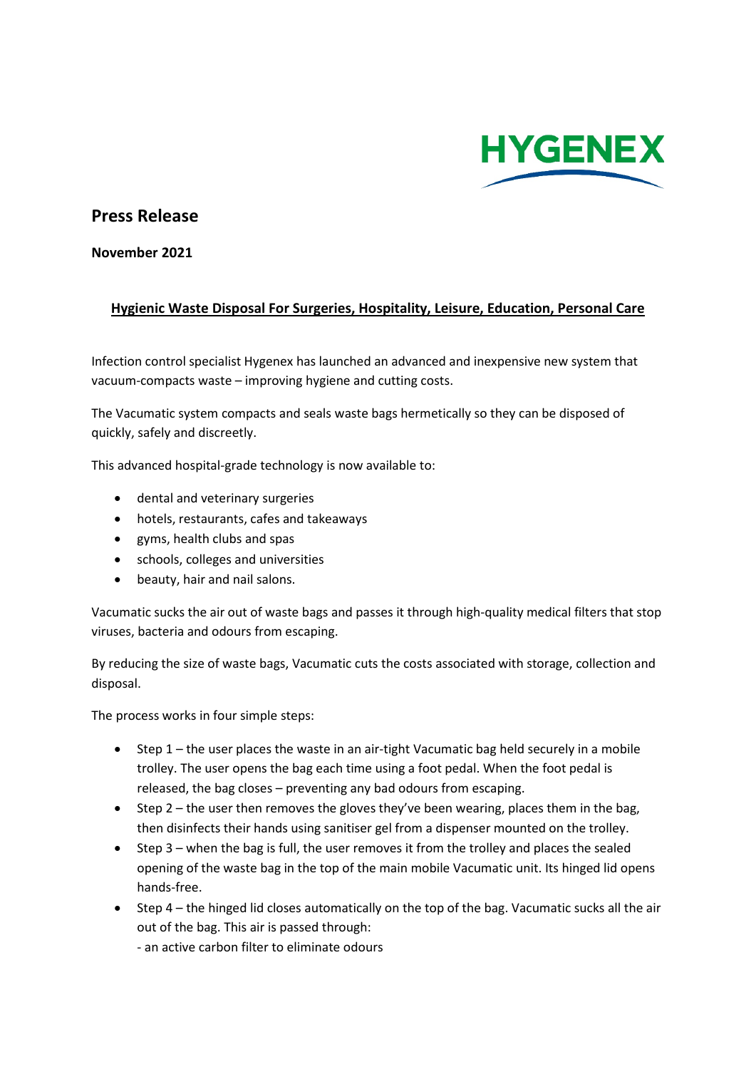HYGENEX

## Press Release

**November 2021**

**Hygienic Waste Disposal For Surgeries, Hospitality, Leisure, Education, Personal Care**

Infection control specialist Hygenex has launched an advanced and inexpensive new system that vacuum-compacts waste – improving hygiene and cutting costs.

The Vacumatic system compacts and seals waste bags hermetically so they can be disposed of quickly, safely and discreetly.

This advanced hospital-grade technology is now available to:

- dental and veterinary surgeries
- hotels, restaurants, cafes and takeaways
- gyms, health clubs and spas
- schools, colleges and universities
- beauty, hair and nail salons.

Vacumatic sucks the air out of waste bags and passes it through high-quality medical filters that stop viruses, bacteria and odours from escaping.

By reducing the size of waste bags, Vacumatic cuts the costs associated with storage, collection and disposal.

The process works in four simple steps:

- Step 1 – the user places the waste in an air-tight Vacumatic bag held securely in a mobile trolley. The user opens the bag each time using a foot pedal. When the foot pedal is released, the bag closes – preventing any bad odours from escaping.
- Step 2 – the user then removes the gloves they've been wearing, places them in the bag, then disinfects their hands using sanitiser gel from a dispenser mounted on the trolley.
- Step 3 – when the bag is full, the user removes it from the trolley and places the sealed opening of the waste bag in the top of the main mobile Vacumatic unit. Its hinged lid opens hands-free.
- Step 4 – the hinged lid closes automatically on the top of the bag. Vacumatic sucks all the air out of the bag. This air is passed through:
  - an active carbon filter to eliminate odours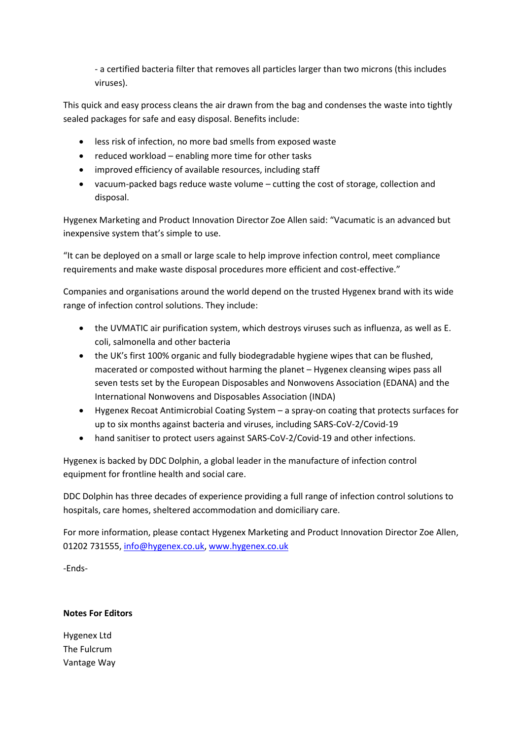- a certified bacteria filter that removes all particles larger than two microns (this includes viruses).

This quick and easy process cleans the air drawn from the bag and condenses the waste into tightly sealed packages for safe and easy disposal. Benefits include:

- less risk of infection, no more bad smells from exposed waste
- reduced workload – enabling more time for other tasks
- improved efficiency of available resources, including staff
- vacuum-packed bags reduce waste volume – cutting the cost of storage, collection and disposal.

Hygenex Marketing and Product Innovation Director Zoe Allen said: "Vacumatic is an advanced but inexpensive system that's simple to use.

"It can be deployed on a small or large scale to help improve infection control, meet compliance requirements and make waste disposal procedures more efficient and cost-effective."

Companies and organisations around the world depend on the trusted Hygenex brand with its wide range of infection control solutions. They include:

- the UVMATIC air purification system, which destroys viruses such as influenza, as well as E. coli, salmonella and other bacteria
- the UK's first 100% organic and fully biodegradable hygiene wipes that can be flushed, macerated or composted without harming the planet – Hygenex cleansing wipes pass all seven tests set by the European Disposables and Nonwovens Association (EDANA) and the International Nonwovens and Disposables Association (INDA)
- Hygenex Recoat Antimicrobial Coating System – a spray-on coating that protects surfaces for up to six months against bacteria and viruses, including SARS-CoV-2/Covid-19
- hand sanitiser to protect users against SARS-CoV-2/Covid-19 and other infections.

Hygenex is backed by DDC Dolphin, a global leader in the manufacture of infection control equipment for frontline health and social care.

DDC Dolphin has three decades of experience providing a full range of infection control solutions to hospitals, care homes, sheltered accommodation and domiciliary care.

For more information, please contact Hygenex Marketing and Product Innovation Director Zoe Allen, 01202 731555, info@hygenex.co.uk, www.hygenex.co.uk

-Ends-

**Notes For Editors**

Hygenex Ltd
The Fulcrum
Vantage Way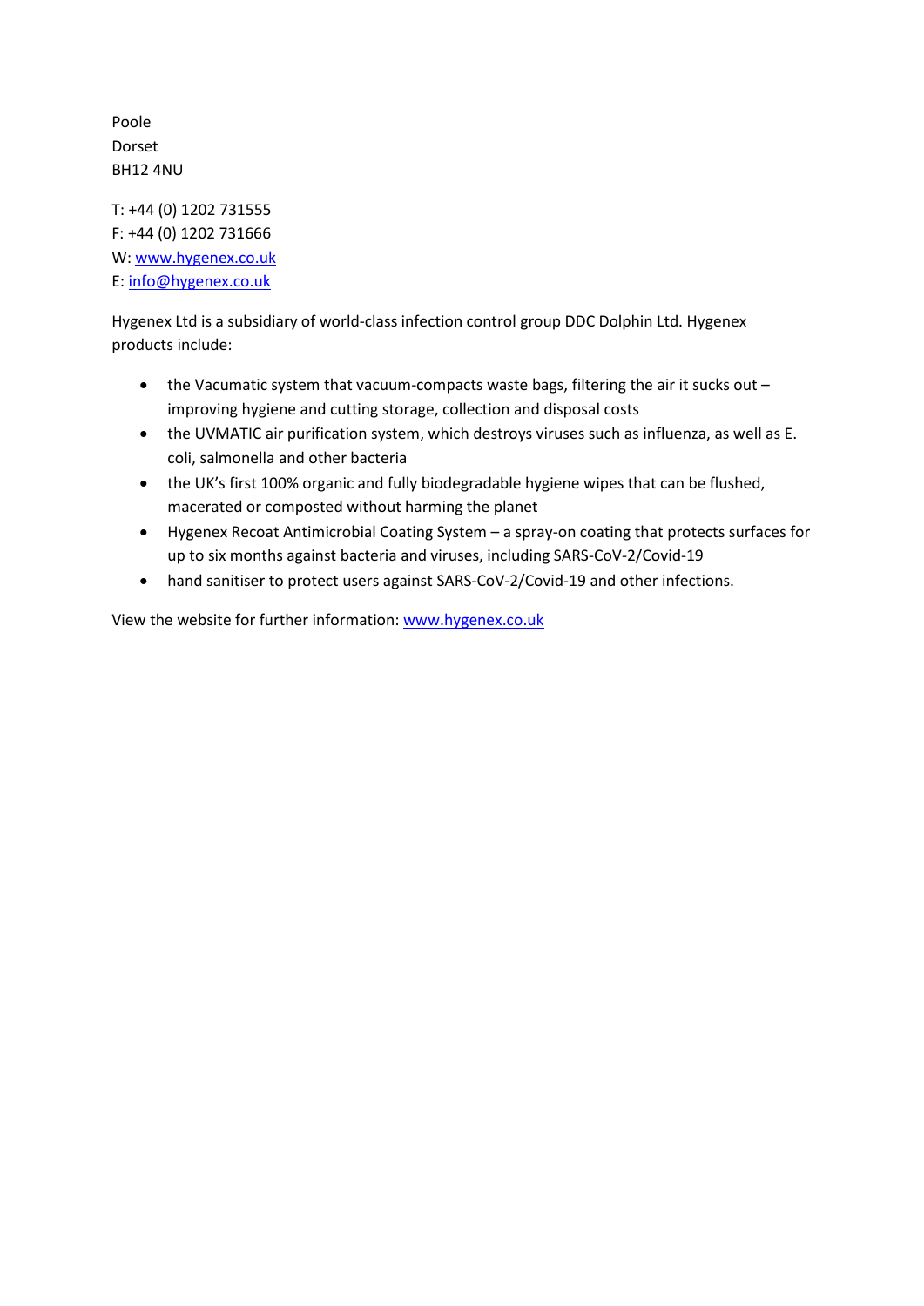Poole
Dorset
BH12 4NU

T: +44 (0) 1202 731555
F: +44 (0) 1202 731666
W: www.hygenex.co.uk
E: info@hygenex.co.uk

Hygenex Ltd is a subsidiary of world-class infection control group DDC Dolphin Ltd. Hygenex products include:

- the Vacumatic system that vacuum-compacts waste bags, filtering the air it sucks out – improving hygiene and cutting storage, collection and disposal costs
- the UVMATIC air purification system, which destroys viruses such as influenza, as well as E. coli, salmonella and other bacteria
- the UK's first 100% organic and fully biodegradable hygiene wipes that can be flushed, macerated or composted without harming the planet
- Hygenex Recoat Antimicrobial Coating System – a spray-on coating that protects surfaces for up to six months against bacteria and viruses, including SARS-CoV-2/Covid-19
- hand sanitiser to protect users against SARS-CoV-2/Covid-19 and other infections.

View the website for further information: www.hygenex.co.uk